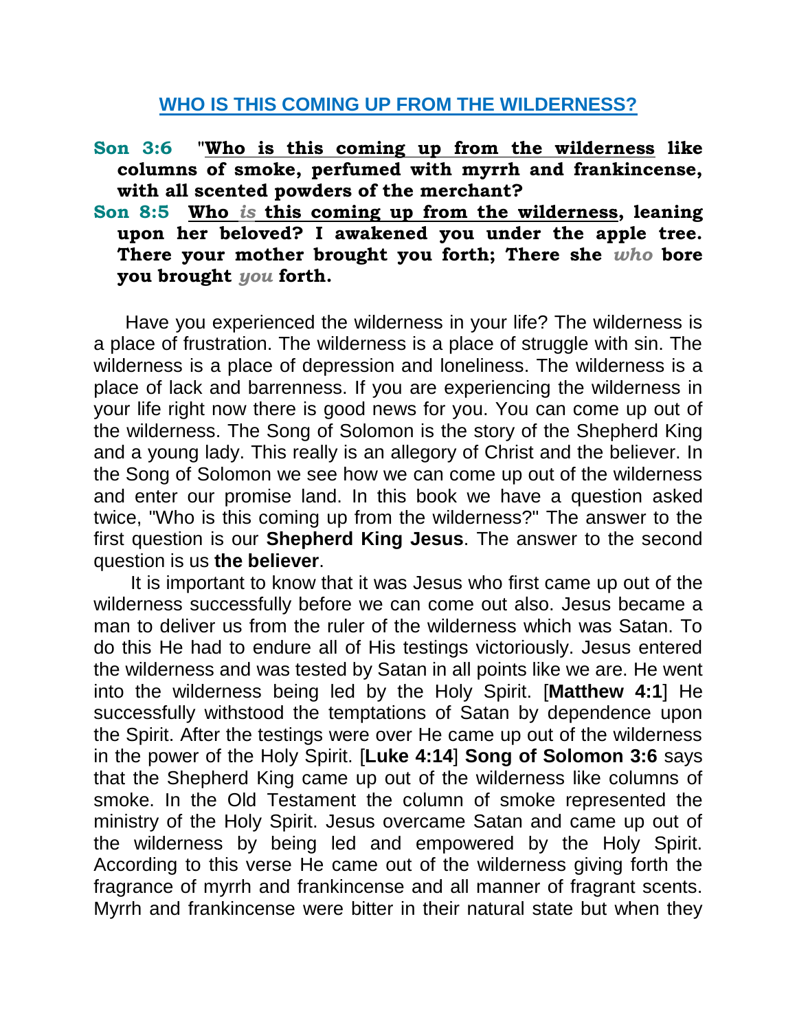## WHO IS THIS COMING UP FROM THE WILDERNESS?

**Son 3:6** "**Who is this coming up from the wilderness like columns of smoke, perfumed with myrrh and frankincense, with all scented powders of the merchant?**

**Son 8:5** **Who *is* this coming up from the wilderness, leaning upon her beloved? I awakened you under the apple tree. There your mother brought you forth; There she *who* bore you brought *you* forth.**

Have you experienced the wilderness in your life? The wilderness is a place of frustration. The wilderness is a place of struggle with sin. The wilderness is a place of depression and loneliness. The wilderness is a place of lack and barrenness. If you are experiencing the wilderness in your life right now there is good news for you. You can come up out of the wilderness. The Song of Solomon is the story of the Shepherd King and a young lady. This really is an allegory of Christ and the believer. In the Song of Solomon we see how we can come up out of the wilderness and enter our promise land. In this book we have a question asked twice, "Who is this coming up from the wilderness?" The answer to the first question is our **Shepherd King Jesus**. The answer to the second question is us **the believer**.

It is important to know that it was Jesus who first came up out of the wilderness successfully before we can come out also. Jesus became a man to deliver us from the ruler of the wilderness which was Satan. To do this He had to endure all of His testings victoriously. Jesus entered the wilderness and was tested by Satan in all points like we are. He went into the wilderness being led by the Holy Spirit. [**Matthew 4:1**] He successfully withstood the temptations of Satan by dependence upon the Spirit. After the testings were over He came up out of the wilderness in the power of the Holy Spirit. [**Luke 4:14**] **Song of Solomon 3:6** says that the Shepherd King came up out of the wilderness like columns of smoke. In the Old Testament the column of smoke represented the ministry of the Holy Spirit. Jesus overcame Satan and came up out of the wilderness by being led and empowered by the Holy Spirit. According to this verse He came out of the wilderness giving forth the fragrance of myrrh and frankincense and all manner of fragrant scents. Myrrh and frankincense were bitter in their natural state but when they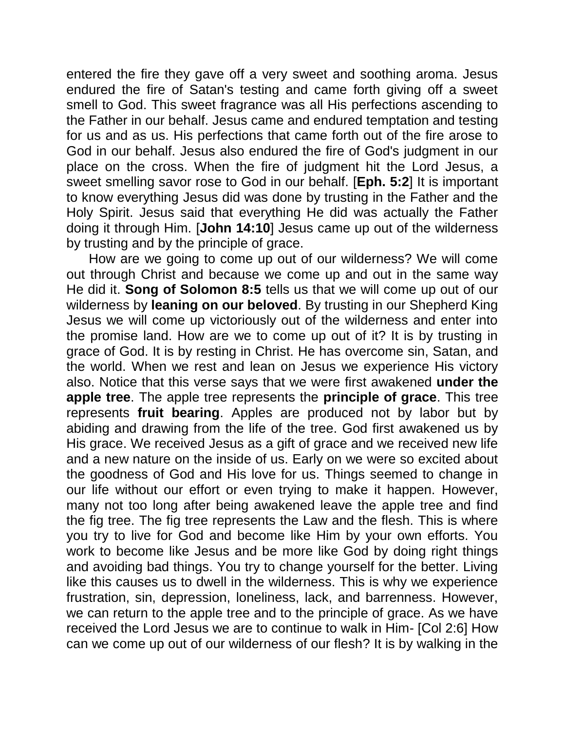entered the fire they gave off a very sweet and soothing aroma. Jesus endured the fire of Satan's testing and came forth giving off a sweet smell to God. This sweet fragrance was all His perfections ascending to the Father in our behalf. Jesus came and endured temptation and testing for us and as us. His perfections that came forth out of the fire arose to God in our behalf. Jesus also endured the fire of God's judgment in our place on the cross. When the fire of judgment hit the Lord Jesus, a sweet smelling savor rose to God in our behalf. [**Eph. 5:2**] It is important to know everything Jesus did was done by trusting in the Father and the Holy Spirit. Jesus said that everything He did was actually the Father doing it through Him. [**John 14:10**] Jesus came up out of the wilderness by trusting and by the principle of grace.

How are we going to come up out of our wilderness? We will come out through Christ and because we come up and out in the same way He did it. **Song of Solomon 8:5** tells us that we will come up out of our wilderness by **leaning on our beloved**. By trusting in our Shepherd King Jesus we will come up victoriously out of the wilderness and enter into the promise land. How are we to come up out of it? It is by trusting in grace of God. It is by resting in Christ. He has overcome sin, Satan, and the world. When we rest and lean on Jesus we experience His victory also. Notice that this verse says that we were first awakened **under the apple tree**. The apple tree represents the **principle of grace**. This tree represents **fruit bearing**. Apples are produced not by labor but by abiding and drawing from the life of the tree. God first awakened us by His grace. We received Jesus as a gift of grace and we received new life and a new nature on the inside of us. Early on we were so excited about the goodness of God and His love for us. Things seemed to change in our life without our effort or even trying to make it happen. However, many not too long after being awakened leave the apple tree and find the fig tree. The fig tree represents the Law and the flesh. This is where you try to live for God and become like Him by your own efforts. You work to become like Jesus and be more like God by doing right things and avoiding bad things. You try to change yourself for the better. Living like this causes us to dwell in the wilderness. This is why we experience frustration, sin, depression, loneliness, lack, and barrenness. However, we can return to the apple tree and to the principle of grace. As we have received the Lord Jesus we are to continue to walk in Him- [Col 2:6] How can we come up out of our wilderness of our flesh? It is by walking in the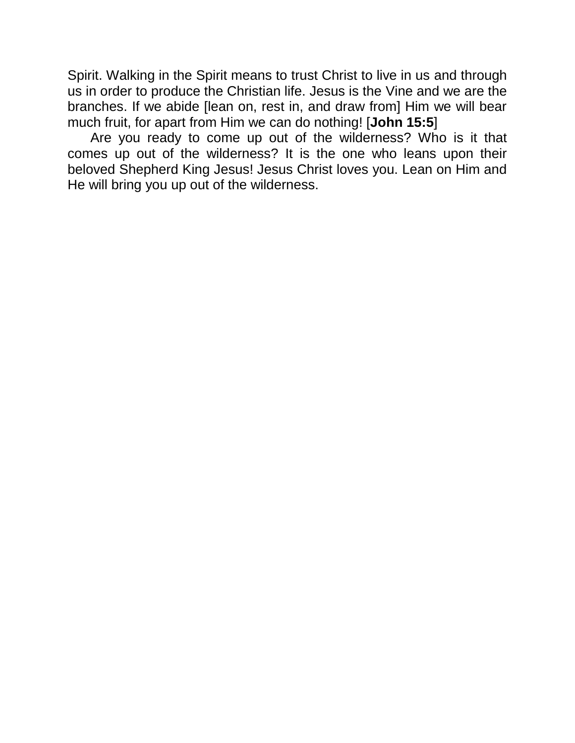Spirit. Walking in the Spirit means to trust Christ to live in us and through us in order to produce the Christian life. Jesus is the Vine and we are the branches. If we abide [lean on, rest in, and draw from] Him we will bear much fruit, for apart from Him we can do nothing! [**John 15:5**]

Are you ready to come up out of the wilderness? Who is it that comes up out of the wilderness? It is the one who leans upon their beloved Shepherd King Jesus! Jesus Christ loves you. Lean on Him and He will bring you up out of the wilderness.